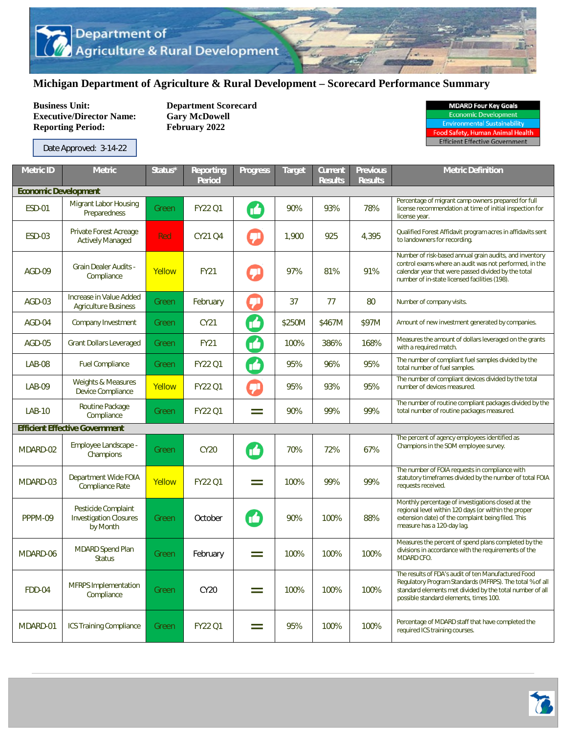# Michigan Department of Agriculture & Rural Development – Scorecard Performance Summary

**Business Unit:** Department Scorecard
**Executive/Director Name:** Gary McDowell
**Reporting Period:** February 2022

Date Approved: 3-14-22

| MDARD Four Key Goals |
|---|
| Economic Development |
| Environmental Sustainability |
| Food Safety, Human Animal Health |
| Efficient Effective Government |

| Metric ID | Metric | Status* | Reporting Period | Progress | Target | Current Results | Previous Results | Metric Definition |
|---|---|---|---|---|---|---|---|---|
| **Economic Development** | | | | | | | | |
| ESD-01 | Migrant Labor Housing Preparedness | Green | FY22 Q1 | Thumbs up | 90% | 93% | 78% | Percentage of migrant camp owners prepared for full license recommendation at time of initial inspection for license year. |
| ESD-03 | Private Forest Acreage Actively Managed | Red | CY21 Q4 | Thumbs down | 1,900 | 925 | 4,395 | Qualified Forest Affidavit program acres in affidavits sent to landowners for recording. |
| AGD-09 | Grain Dealer Audits - Compliance | Yellow | FY21 | Thumbs down | 97% | 81% | 91% | Number of risk-based annual grain audits, and inventory control exams where an audit was not performed, in the calendar year that were passed divided by the total number of in-state licensed facilities (198). |
| AGD-03 | Increase in Value Added Agriculture Business | Green | February | Thumbs down | 37 | 77 | 80 | Number of company visits. |
| AGD-04 | Company Investment | Green | CY21 | Thumbs up | $250M | $467M | $97M | Amount of new investment generated by companies. |
| AGD-05 | Grant Dollars Leveraged | Green | FY21 | Thumbs up | 100% | 386% | 168% | Measures the amount of dollars leveraged on the grants with a required match. |
| LAB-08 | Fuel Compliance | Green | FY22 Q1 | Thumbs up | 95% | 96% | 95% | The number of compliant fuel samples divided by the total number of fuel samples. |
| LAB-09 | Weights & Measures Device Compliance | Yellow | FY22 Q1 | Thumbs down | 95% | 93% | 95% | The number of compliant devices divided by the total number of devices measured. |
| LAB-10 | Routine Package Compliance | Green | FY22 Q1 | = | 90% | 99% | 99% | The number of routine compliant packages divided by the total number of routine packages measured. |
| **Efficient Effective Government** | | | | | | | | |
| MDARD-02 | Employee Landscape - Champions | Green | CY20 | Thumbs up | 70% | 72% | 67% | The percent of agency employees identified as Champions in the SOM employee survey. |
| MDARD-03 | Department Wide FOIA Compliance Rate | Yellow | FY22 Q1 | = | 100% | 99% | 99% | The number of FOIA requests in compliance with statutory timeframes divided by the number of total FOIA requests received. |
| PPPM-09 | Pesticide Complaint Investigation Closures by Month | Green | October | Thumbs up | 90% | 100% | 88% | Monthly percentage of investigations closed at the regional level within 120 days (or within the proper extension date) of the complaint being filed. This measure has a 120-day lag. |
| MDARD-06 | MDARD Spend Plan Status | Green | February | = | 100% | 100% | 100% | Measures the percent of spend plans completed by the divisions in accordance with the requirements of the MDARD CFO. |
| FDD-04 | MFRPS Implementation Compliance | Green | CY20 | = | 100% | 100% | 100% | The results of FDA's audit of ten Manufactured Food Regulatory Program Standards (MFRPS). The total % of all standard elements met divided by the total number of all possible standard elements, times 100. |
| MDARD-01 | ICS Training Compliance | Green | FY22 Q1 | = | 95% | 100% | 100% | Percentage of MDARD staff that have completed the required ICS training courses. |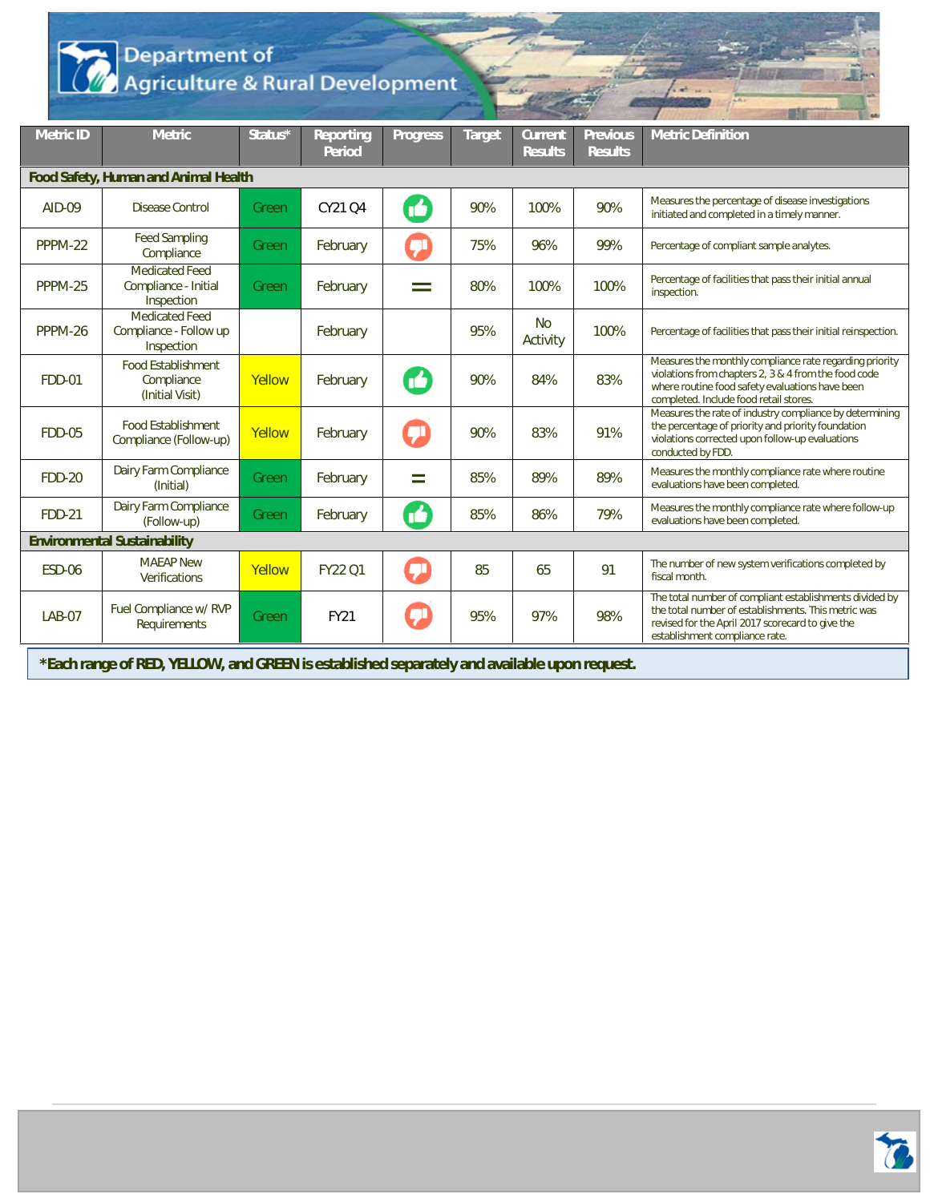Department of Agriculture & Rural Development

| Metric ID | Metric | Status* | Reporting Period | Progress | Target | Current Results | Previous Results | Metric Definition |
|---|---|---|---|---|---|---|---|---|
| **Food Safety, Human and Animal Health** | | | | | | | | |
| AID-09 | Disease Control | Green | CY21 Q4 | Thumbs up | 90% | 100% | 90% | Measures the percentage of disease investigations initiated and completed in a timely manner. |
| PPPM-22 | Feed Sampling Compliance | Green | February | Thumbs down | 75% | 96% | 99% | Percentage of compliant sample analytes. |
| PPPM-25 | Medicated Feed Compliance - Initial Inspection | Green | February | = | 80% | 100% | 100% | Percentage of facilities that pass their initial annual inspection. |
| PPPM-26 | Medicated Feed Compliance - Follow up Inspection | | February | | 95% | No Activity | 100% | Percentage of facilities that pass their initial reinspection. |
| FDD-01 | Food Establishment Compliance (Initial Visit) | Yellow | February | Thumbs up | 90% | 84% | 83% | Measures the monthly compliance rate regarding priority violations from chapters 2, 3 & 4 from the food code where routine food safety evaluations have been completed. Include food retail stores. |
| FDD-05 | Food Establishment Compliance (Follow-up) | Yellow | February | Thumbs down | 90% | 83% | 91% | Measures the rate of industry compliance by determining the percentage of priority and priority foundation violations corrected upon follow-up evaluations conducted by FDD. |
| FDD-20 | Dairy Farm Compliance (Initial) | Green | February | = | 85% | 89% | 89% | Measures the monthly compliance rate where routine evaluations have been completed. |
| FDD-21 | Dairy Farm Compliance (Follow-up) | Green | February | Thumbs up | 85% | 86% | 79% | Measures the monthly compliance rate where follow-up evaluations have been completed. |
| **Environmental Sustainability** | | | | | | | | |
| ESD-06 | MAEAP New Verifications | Yellow | FY22 Q1 | Thumbs down | 85 | 65 | 91 | The number of new system verifications completed by fiscal month. |
| LAB-07 | Fuel Compliance w/ RVP Requirements | Green | FY21 | Thumbs down | 95% | 97% | 98% | The total number of compliant establishments divided by the total number of establishments. This metric was revised for the April 2017 scorecard to give the establishment compliance rate. |

**\*Each range of RED, YELLOW, and GREEN is established separately and available upon request.**